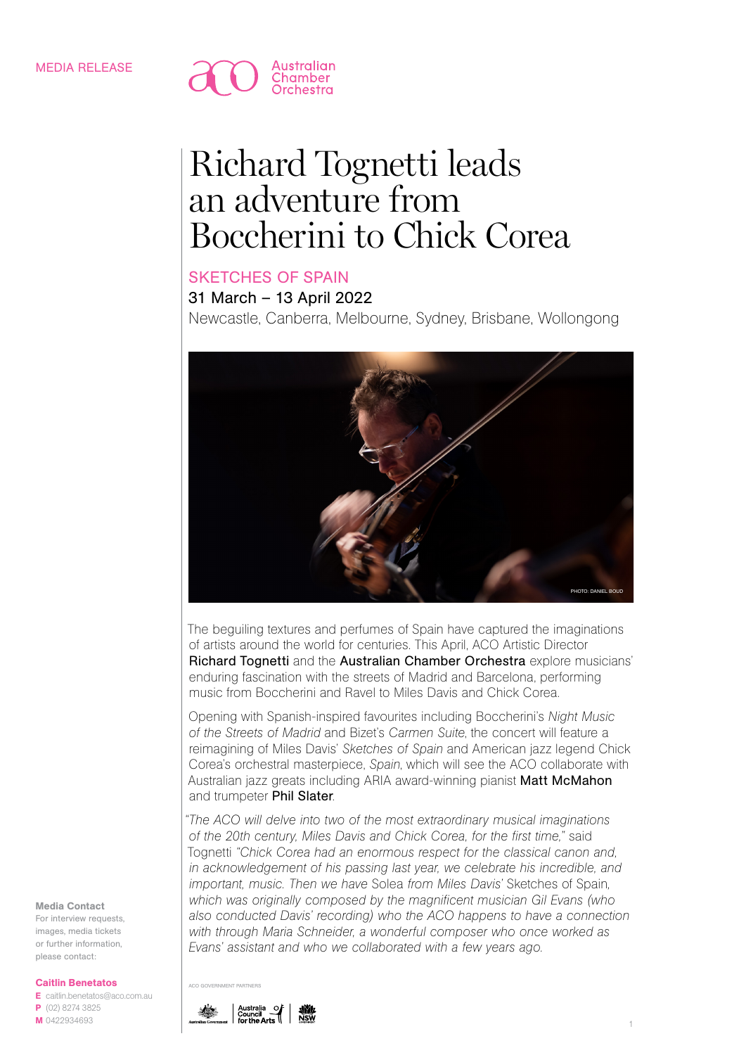MEDIA RELEASE

# Richard Tognetti leads an adventure from Boccherini to Chick Corea

## SKETCHES OF SPAIN

31 March – 13 April 2022

Newcastle, Canberra, Melbourne, Sydney, Brisbane, Wollongong

PHOTO: DANIEL BOUD

The beguiling textures and perfumes of Spain have captured the imaginations of artists around the world for centuries. This April, ACO Artistic Director **Richard Tognetti** and the **Australian Chamber Orchestra** explore musicians' enduring fascination with the streets of Madrid and Barcelona, performing music from Boccherini and Ravel to Miles Davis and Chick Corea.

Opening with Spanish-inspired favourites including Boccherini's *Night Music of the Streets of Madrid* and Bizet's *Carmen Suite*, the concert will feature a reimagining of Miles Davis' *Sketches of Spain* and American jazz legend Chick Corea's orchestral masterpiece, *Spain*, which will see the ACO collaborate with Australian jazz greats including ARIA award-winning pianist **Matt McMahon** and trumpeter **Phil Slater**.

*"The ACO will delve into two of the most extraordinary musical imaginations of the 20th century, Miles Davis and Chick Corea, for the first time,"* said Tognetti *"Chick Corea had an enormous respect for the classical canon and, in acknowledgement of his passing last year, we celebrate his incredible, and important, music. Then we have* Solea *from Miles Davis'* Sketches of Spain*, which was originally composed by the magnificent musician Gil Evans (who also conducted Davis' recording) who the ACO happens to have a connection with through Maria Schneider, a wonderful composer who once worked as Evans' assistant and who we collaborated with a few years ago.*

**Media Contact**
For interview requests, images, media tickets or further information, please contact:

**Caitlin Benetatos**
**E** caitlin.benetatos@aco.com.au
**P** (02) 8274 3825
**M** 0422934693

ACO GOVERNMENT PARTNERS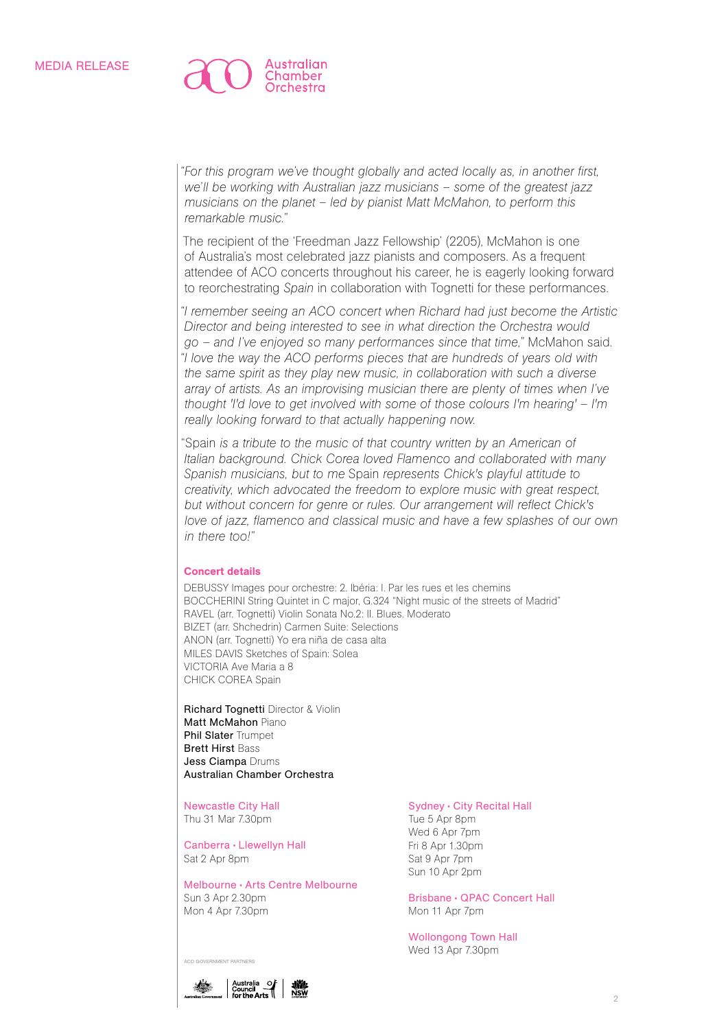MEDIA RELEASE

*"For this program we've thought globally and acted locally as, in another first, we'll be working with Australian jazz musicians – some of the greatest jazz musicians on the planet – led by pianist Matt McMahon, to perform this remarkable music."*

The recipient of the 'Freedman Jazz Fellowship' (2205), McMahon is one of Australia's most celebrated jazz pianists and composers. As a frequent attendee of ACO concerts throughout his career, he is eagerly looking forward to reorchestrating *Spain* in collaboration with Tognetti for these performances.

*"I remember seeing an ACO concert when Richard had just become the Artistic Director and being interested to see in what direction the Orchestra would go – and I've enjoyed so many performances since that time,"* McMahon said. *"I love the way the ACO performs pieces that are hundreds of years old with the same spirit as they play new music, in collaboration with such a diverse array of artists. As an improvising musician there are plenty of times when I've thought 'I'd love to get involved with some of those colours I'm hearing' – I'm really looking forward to that actually happening now.*

"Spain *is a tribute to the music of that country written by an American of Italian background. Chick Corea loved Flamenco and collaborated with many Spanish musicians, but to me* Spain *represents Chick's playful attitude to creativity, which advocated the freedom to explore music with great respect, but without concern for genre or rules. Our arrangement will reflect Chick's love of jazz, flamenco and classical music and have a few splashes of our own in there too!"*

**Concert details**

DEBUSSY Images pour orchestre: 2. Ibéria: I. Par les rues et les chemins
BOCCHERINI String Quintet in C major, G.324 "Night music of the streets of Madrid"
RAVEL (arr. Tognetti) Violin Sonata No.2: II. Blues. Moderato
BIZET (arr. Shchedrin) Carmen Suite: Selections
ANON (arr. Tognetti) Yo era niña de casa alta
MILES DAVIS Sketches of Spain: Solea
VICTORIA Ave Maria a 8
CHICK COREA Spain

Richard Tognetti Director & Violin
Matt McMahon Piano
Phil Slater Trumpet
Brett Hirst Bass
Jess Ciampa Drums
Australian Chamber Orchestra

Newcastle City Hall
Thu 31 Mar 7.30pm

Canberra • Llewellyn Hall
Sat 2 Apr 8pm

Melbourne • Arts Centre Melbourne
Sun 3 Apr 2.30pm
Mon 4 Apr 7.30pm

Sydney • City Recital Hall
Tue 5 Apr 8pm
Wed 6 Apr 7pm
Fri 8 Apr 1.30pm
Sat 9 Apr 7pm
Sun 10 Apr 2pm

Brisbane • QPAC Concert Hall
Mon 11 Apr 7pm

Wollongong Town Hall
Wed 13 Apr 7.30pm

ACO GOVERNMENT PARTNERS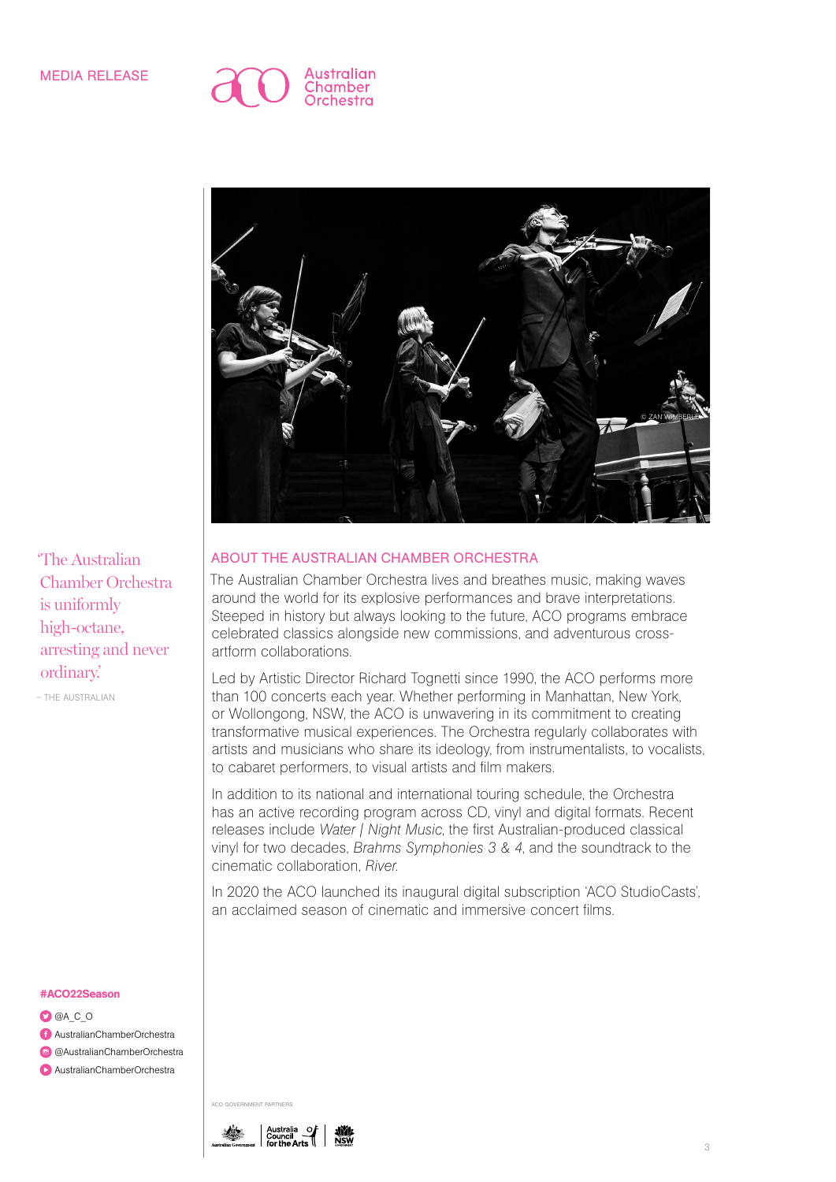MEDIA RELEASE

Australian Chamber Orchestra

© ZAN WIMBERLEY

## ABOUT THE AUSTRALIAN CHAMBER ORCHESTRA

The Australian Chamber Orchestra lives and breathes music, making waves around the world for its explosive performances and brave interpretations. Steeped in history but always looking to the future, ACO programs embrace celebrated classics alongside new commissions, and adventurous cross-artform collaborations.

Led by Artistic Director Richard Tognetti since 1990, the ACO performs more than 100 concerts each year. Whether performing in Manhattan, New York, or Wollongong, NSW, the ACO is unwavering in its commitment to creating transformative musical experiences. The Orchestra regularly collaborates with artists and musicians who share its ideology, from instrumentalists, to vocalists, to cabaret performers, to visual artists and film makers.

In addition to its national and international touring schedule, the Orchestra has an active recording program across CD, vinyl and digital formats. Recent releases include *Water | Night Music*, the first Australian-produced classical vinyl for two decades, *Brahms Symphonies 3 & 4*, and the soundtrack to the cinematic collaboration, *River*.

In 2020 the ACO launched its inaugural digital subscription 'ACO StudioCasts', an acclaimed season of cinematic and immersive concert films.

'The Australian Chamber Orchestra is uniformly high-octane, arresting and never ordinary.'

– THE AUSTRALIAN

**#ACO22Season**

@A_C_O
AustralianChamberOrchestra
@AustralianChamberOrchestra
AustralianChamberOrchestra

ACO GOVERNMENT PARTNERS

Australian Government | Australia Council for the Arts | NSW Government